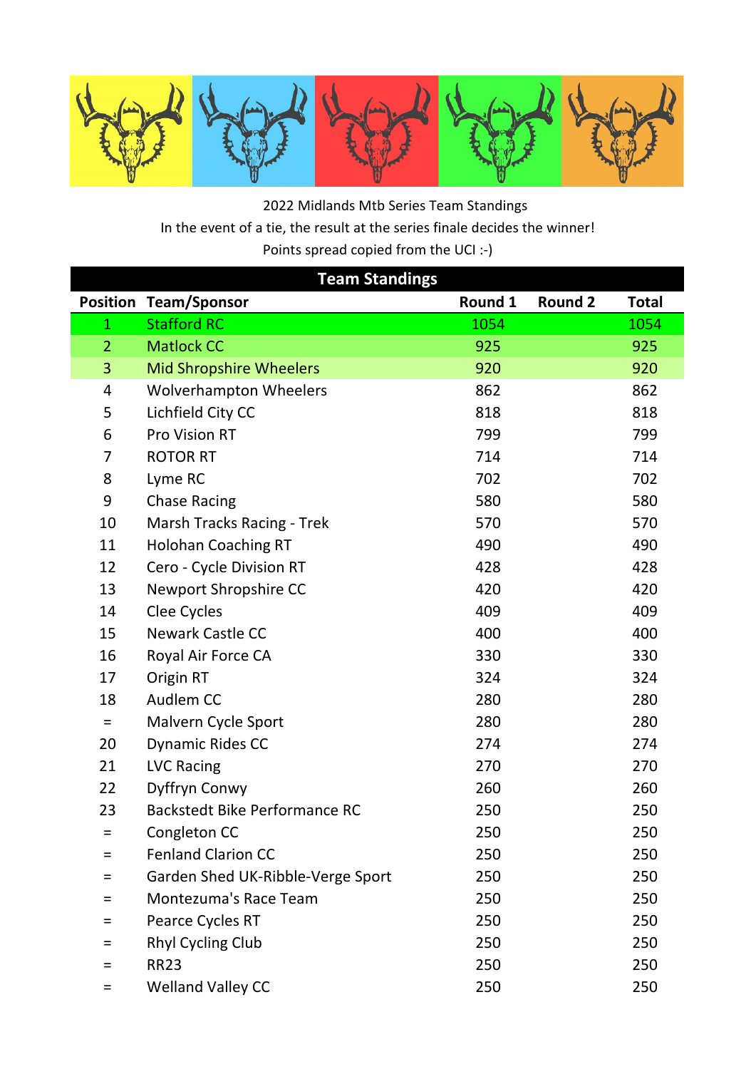2022 Midlands Mtb Series Team Standings

In the event of a tie, the result at the series finale decides the winner!

Points spread copied from the UCI :-)

## Team Standings

| Position | Team/Sponsor | Round 1 | Round 2 | Total |
|---|---|---|---|---|
| 1 | Stafford RC | 1054 | | 1054 |
| 2 | Matlock CC | 925 | | 925 |
| 3 | Mid Shropshire Wheelers | 920 | | 920 |
| 4 | Wolverhampton Wheelers | 862 | | 862 |
| 5 | Lichfield City CC | 818 | | 818 |
| 6 | Pro Vision RT | 799 | | 799 |
| 7 | ROTOR RT | 714 | | 714 |
| 8 | Lyme RC | 702 | | 702 |
| 9 | Chase Racing | 580 | | 580 |
| 10 | Marsh Tracks Racing - Trek | 570 | | 570 |
| 11 | Holohan Coaching RT | 490 | | 490 |
| 12 | Cero - Cycle Division RT | 428 | | 428 |
| 13 | Newport Shropshire CC | 420 | | 420 |
| 14 | Clee Cycles | 409 | | 409 |
| 15 | Newark Castle CC | 400 | | 400 |
| 16 | Royal Air Force CA | 330 | | 330 |
| 17 | Origin RT | 324 | | 324 |
| 18 | Audlem CC | 280 | | 280 |
| = | Malvern Cycle Sport | 280 | | 280 |
| 20 | Dynamic Rides CC | 274 | | 274 |
| 21 | LVC Racing | 270 | | 270 |
| 22 | Dyffryn Conwy | 260 | | 260 |
| 23 | Backstedt Bike Performance RC | 250 | | 250 |
| = | Congleton CC | 250 | | 250 |
| = | Fenland Clarion CC | 250 | | 250 |
| = | Garden Shed UK-Ribble-Verge Sport | 250 | | 250 |
| = | Montezuma's Race Team | 250 | | 250 |
| = | Pearce Cycles RT | 250 | | 250 |
| = | Rhyl Cycling Club | 250 | | 250 |
| = | RR23 | 250 | | 250 |
| = | Welland Valley CC | 250 | | 250 |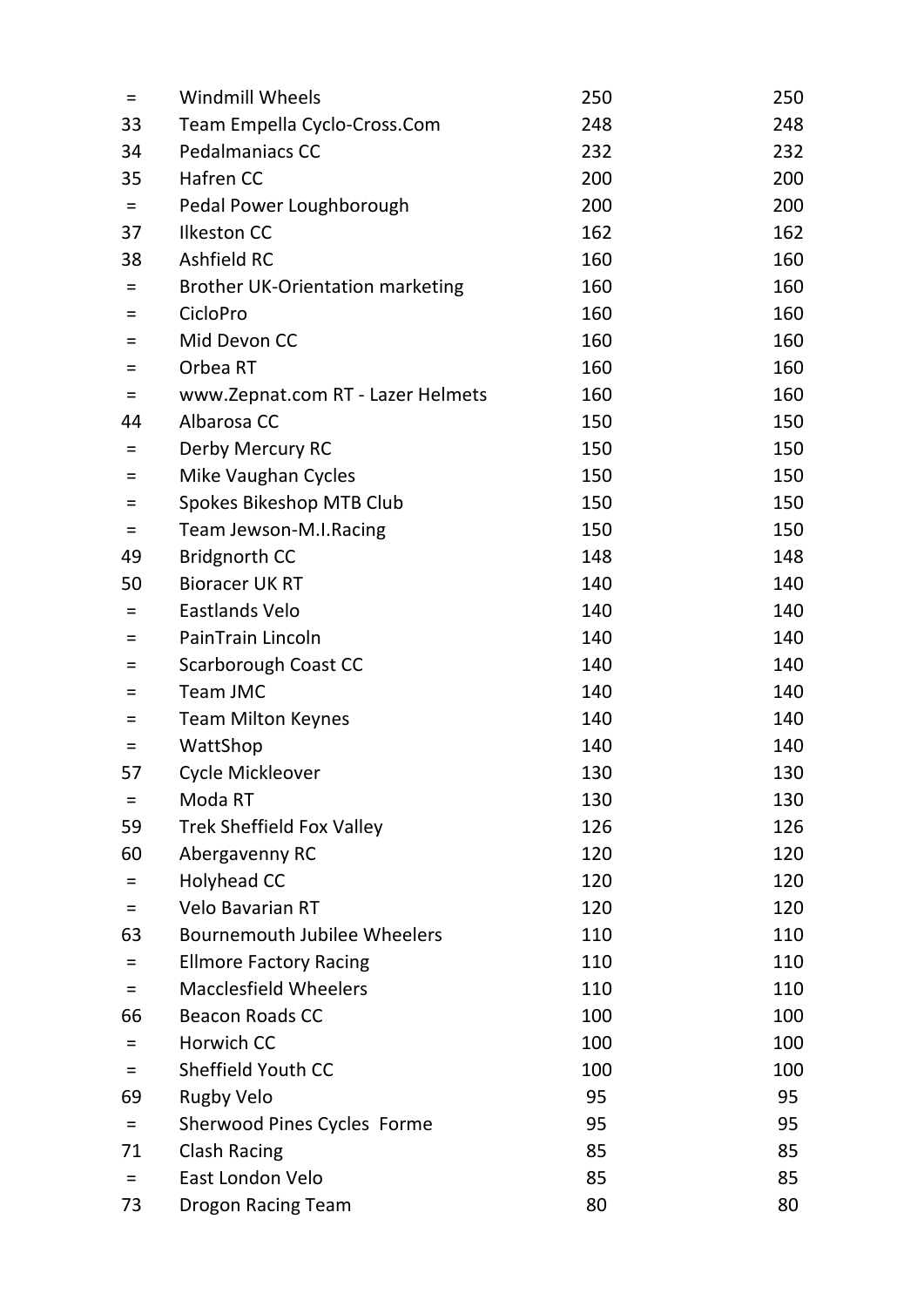| | | | |
|---|---|---|---|
| = | Windmill Wheels | 250 | 250 |
| 33 | Team Empella Cyclo-Cross.Com | 248 | 248 |
| 34 | Pedalmaniacs CC | 232 | 232 |
| 35 | Hafren CC | 200 | 200 |
| = | Pedal Power Loughborough | 200 | 200 |
| 37 | Ilkeston CC | 162 | 162 |
| 38 | Ashfield RC | 160 | 160 |
| = | Brother UK-Orientation marketing | 160 | 160 |
| = | CicloPro | 160 | 160 |
| = | Mid Devon CC | 160 | 160 |
| = | Orbea RT | 160 | 160 |
| = | www.Zepnat.com RT - Lazer Helmets | 160 | 160 |
| 44 | Albarosa CC | 150 | 150 |
| = | Derby Mercury RC | 150 | 150 |
| = | Mike Vaughan Cycles | 150 | 150 |
| = | Spokes Bikeshop MTB Club | 150 | 150 |
| = | Team Jewson-M.I.Racing | 150 | 150 |
| 49 | Bridgnorth CC | 148 | 148 |
| 50 | Bioracer UK RT | 140 | 140 |
| = | Eastlands Velo | 140 | 140 |
| = | PainTrain Lincoln | 140 | 140 |
| = | Scarborough Coast CC | 140 | 140 |
| = | Team JMC | 140 | 140 |
| = | Team Milton Keynes | 140 | 140 |
| = | WattShop | 140 | 140 |
| 57 | Cycle Mickleover | 130 | 130 |
| = | Moda RT | 130 | 130 |
| 59 | Trek Sheffield Fox Valley | 126 | 126 |
| 60 | Abergavenny RC | 120 | 120 |
| = | Holyhead CC | 120 | 120 |
| = | Velo Bavarian RT | 120 | 120 |
| 63 | Bournemouth Jubilee Wheelers | 110 | 110 |
| = | Ellmore Factory Racing | 110 | 110 |
| = | Macclesfield Wheelers | 110 | 110 |
| 66 | Beacon Roads CC | 100 | 100 |
| = | Horwich CC | 100 | 100 |
| = | Sheffield Youth CC | 100 | 100 |
| 69 | Rugby Velo | 95 | 95 |
| = | Sherwood Pines Cycles Forme | 95 | 95 |
| 71 | Clash Racing | 85 | 85 |
| = | East London Velo | 85 | 85 |
| 73 | Drogon Racing Team | 80 | 80 |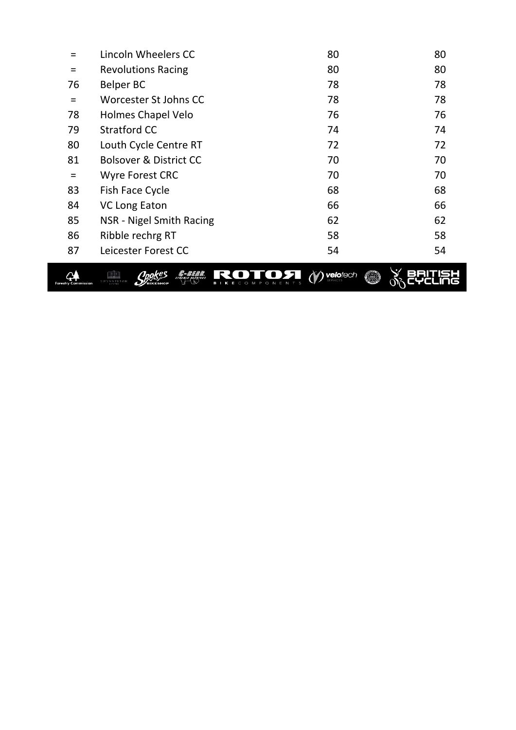| | | | |
|---|---|---|---|
| = | Lincoln Wheelers CC | 80 | 80 |
| = | Revolutions Racing | 80 | 80 |
| 76 | Belper BC | 78 | 78 |
| = | Worcester St Johns CC | 78 | 78 |
| 78 | Holmes Chapel Velo | 76 | 76 |
| 79 | Stratford CC | 74 | 74 |
| 80 | Louth Cycle Centre RT | 72 | 72 |
| 81 | Bolsover & District CC | 70 | 70 |
| = | Wyre Forest CRC | 70 | 70 |
| 83 | Fish Face Cycle | 68 | 68 |
| 84 | VC Long Eaton | 66 | 66 |
| 85 | NSR - Nigel Smith Racing | 62 | 62 |
| 86 | Ribble rechrg RT | 58 | 58 |
| 87 | Leicester Forest CC | 54 | 54 |